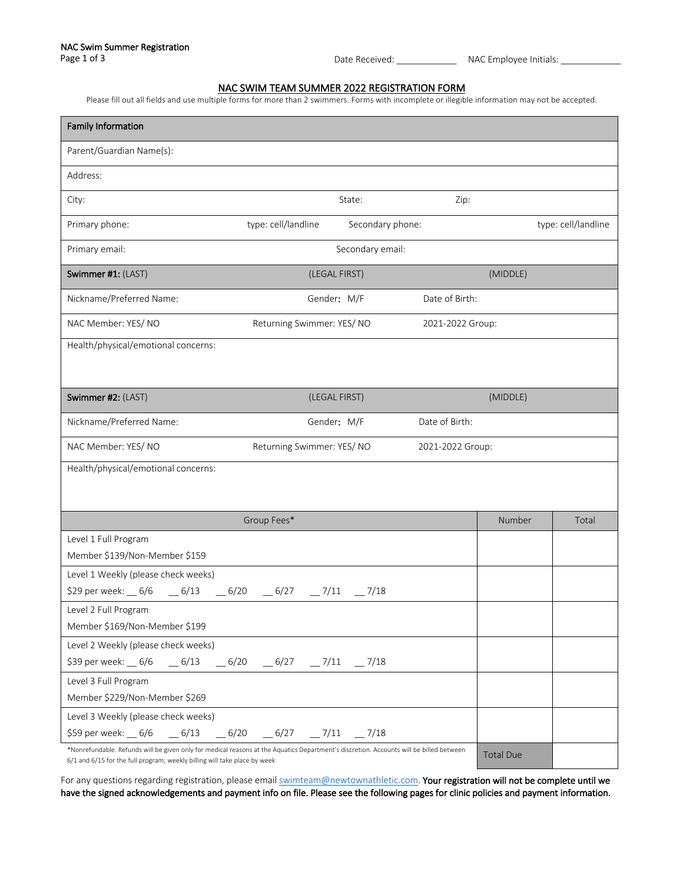NAC Swim Summer Registration

Date Received: ____________ NAC Employee Initials: ____________

## NAC SWIM TEAM SUMMER 2022 REGISTRATION FORM

Please fill out all fields and use multiple forms for more than 2 swimmers. Forms with incomplete or illegible information may not be accepted.

| **Family Information** | | | |
|---|---|---|---|
| Parent/Guardian Name(s): | | | |
| Address: | | | |
| City: | State: | Zip: | |
| Primary phone: | type: cell/landline | Secondary phone: | type: cell/landline |
| Primary email: | | Secondary email: | |
| **Swimmer #1:** (LAST) | (LEGAL FIRST) | (MIDDLE) | |
| Nickname/Preferred Name: | Gender: M/F | Date of Birth: | |
| NAC Member: YES/ NO | Returning Swimmer: YES/ NO | 2021-2022 Group: | |
| Health/physical/emotional concerns: | | | |
| **Swimmer #2:** (LAST) | (LEGAL FIRST) | (MIDDLE) | |
| Nickname/Preferred Name: | Gender: M/F | Date of Birth: | |
| NAC Member: YES/ NO | Returning Swimmer: YES/ NO | 2021-2022 Group: | |
| Health/physical/emotional concerns: | | | |

| Group Fees* | Number | Total |
|---|---|---|
| Level 1 Full Program<br>Member $139/Non-Member $159 | | |
| Level 1 Weekly (please check weeks)<br>$29 per week: __ 6/6 __ 6/13 __ 6/20 __ 6/27 __ 7/11 __ 7/18 | | |
| Level 2 Full Program<br>Member $169/Non-Member $199 | | |
| Level 2 Weekly (please check weeks)<br>$39 per week: __ 6/6 __ 6/13 __ 6/20 __ 6/27 __ 7/11 __ 7/18 | | |
| Level 3 Full Program<br>Member $229/Non-Member $269 | | |
| Level 3 Weekly (please check weeks)<br>$59 per week: __ 6/6 __ 6/13 __ 6/20 __ 6/27 __ 7/11 __ 7/18 | | |
| *Nonrefundable. Refunds will be given only for medical reasons at the Aquatics Department's discretion. Accounts will be billed between 6/1 and 6/15 for the full program; weekly billing will take place by week | Total Due | |

For any questions regarding registration, please email swimteam@newtownathletic.com. **Your registration will not be complete until we have the signed acknowledgements and payment info on file. Please see the following pages for clinic policies and payment information.**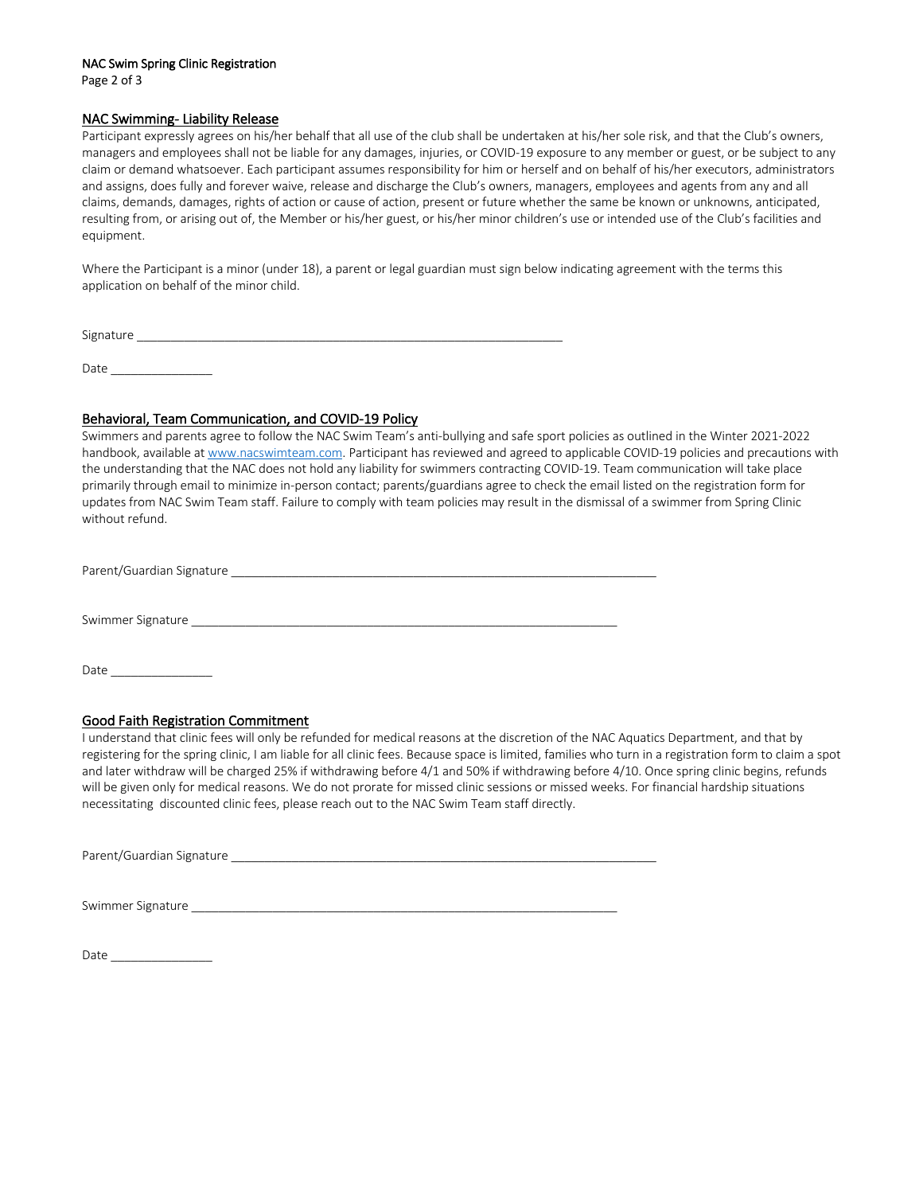## NAC Swimming- Liability Release

Participant expressly agrees on his/her behalf that all use of the club shall be undertaken at his/her sole risk, and that the Club's owners, managers and employees shall not be liable for any damages, injuries, or COVID-19 exposure to any member or guest, or be subject to any claim or demand whatsoever. Each participant assumes responsibility for him or herself and on behalf of his/her executors, administrators and assigns, does fully and forever waive, release and discharge the Club's owners, managers, employees and agents from any and all claims, demands, damages, rights of action or cause of action, present or future whether the same be known or unknowns, anticipated, resulting from, or arising out of, the Member or his/her guest, or his/her minor children's use or intended use of the Club's facilities and equipment.

Where the Participant is a minor (under 18), a parent or legal guardian must sign below indicating agreement with the terms this application on behalf of the minor child.

Signature ___________________________________________________________

Date _______________

## Behavioral, Team Communication, and COVID-19 Policy

Swimmers and parents agree to follow the NAC Swim Team's anti-bullying and safe sport policies as outlined in the Winter 2021-2022 handbook, available at [www.nacswimteam.com](http://www.nacswimteam.com). Participant has reviewed and agreed to applicable COVID-19 policies and precautions with the understanding that the NAC does not hold any liability for swimmers contracting COVID-19. Team communication will take place primarily through email to minimize in-person contact; parents/guardians agree to check the email listed on the registration form for updates from NAC Swim Team staff. Failure to comply with team policies may result in the dismissal of a swimmer from Spring Clinic without refund.

Parent/Guardian Signature ___________________________________________________________

Swimmer Signature ___________________________________________________________

Date _______________

## Good Faith Registration Commitment

I understand that clinic fees will only be refunded for medical reasons at the discretion of the NAC Aquatics Department, and that by registering for the spring clinic, I am liable for all clinic fees. Because space is limited, families who turn in a registration form to claim a spot and later withdraw will be charged 25% if withdrawing before 4/1 and 50% if withdrawing before 4/10. Once spring clinic begins, refunds will be given only for medical reasons. We do not prorate for missed clinic sessions or missed weeks. For financial hardship situations necessitating discounted clinic fees, please reach out to the NAC Swim Team staff directly.

Parent/Guardian Signature ___________________________________________________________

Swimmer Signature ___________________________________________________________

Date _______________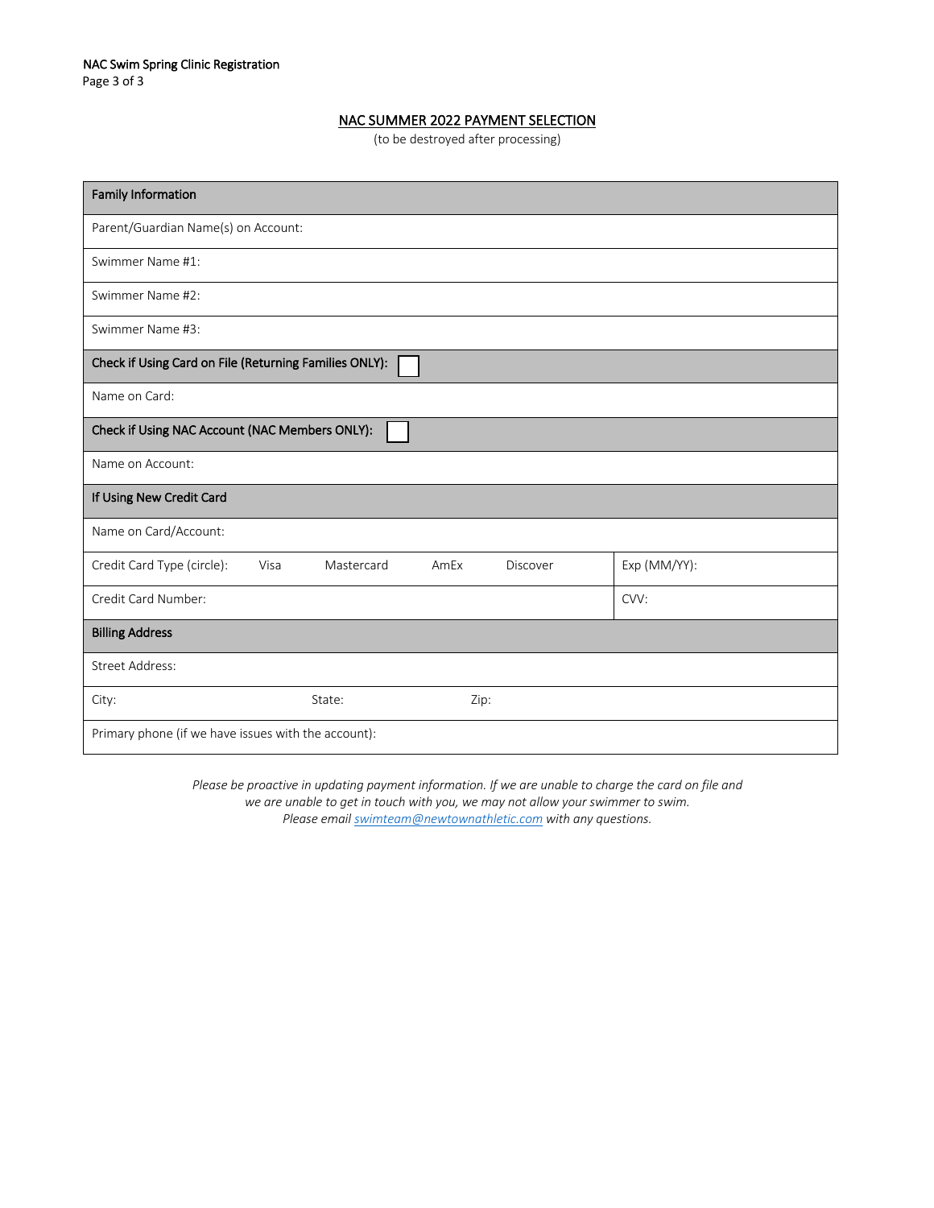## NAC SUMMER 2022 PAYMENT SELECTION

(to be destroyed after processing)

| | | |
|---|---|---|
| **Family Information** | | |
| Parent/Guardian Name(s) on Account: | | |
| Swimmer Name #1: | | |
| Swimmer Name #2: | | |
| Swimmer Name #3: | | |
| **Check if Using Card on File (Returning Families ONLY):** ☐ | | |
| Name on Card: | | |
| **Check if Using NAC Account (NAC Members ONLY):** ☐ | | |
| Name on Account: | | |
| **If Using New Credit Card** | | |
| Name on Card/Account: | | |
| Credit Card Type (circle): Visa Mastercard AmEx Discover | | Exp (MM/YY): |
| Credit Card Number: | | CVV: |
| **Billing Address** | | |
| Street Address: | | |
| City: | State: | Zip: |
| Primary phone (if we have issues with the account): | | |

*Please be proactive in updating payment information. If we are unable to charge the card on file and we are unable to get in touch with you, we may not allow your swimmer to swim.*
*Please email swimteam@newtownathletic.com with any questions.*